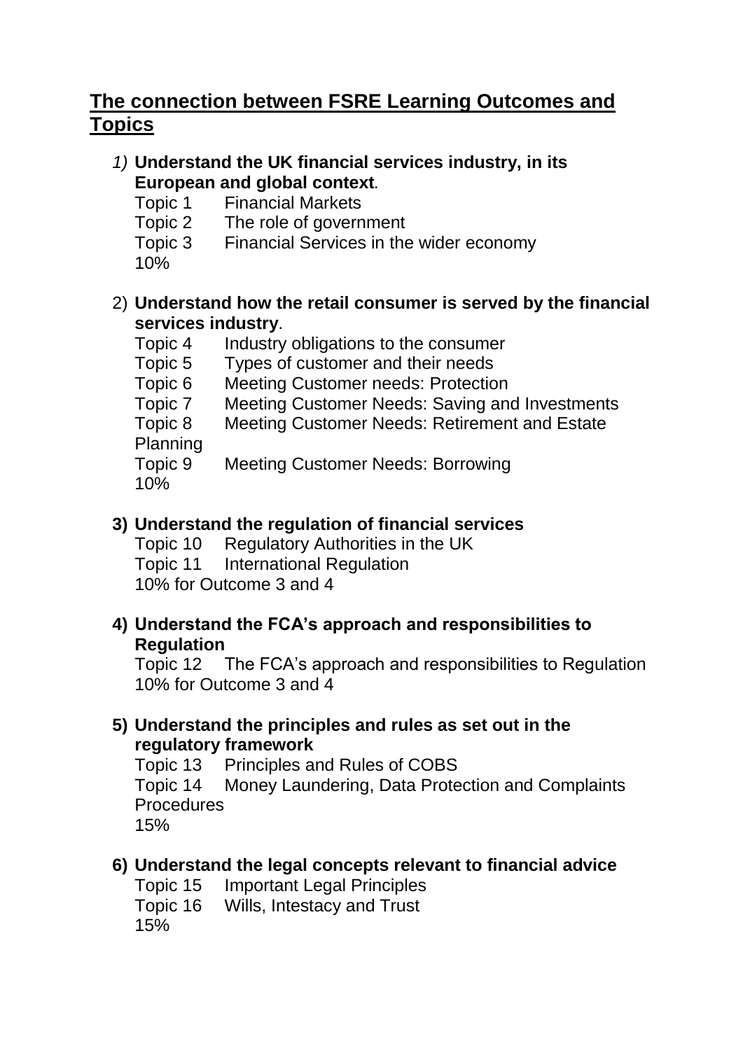# The connection between FSRE Learning Outcomes and Topics

1) **Understand the UK financial services industry, in its European and global context**.
   Topic 1 Financial Markets
   Topic 2 The role of government
   Topic 3 Financial Services in the wider economy
   10%

2) **Understand how the retail consumer is served by the financial services industry**.
   Topic 4 Industry obligations to the consumer
   Topic 5 Types of customer and their needs
   Topic 6 Meeting Customer needs: Protection
   Topic 7 Meeting Customer Needs: Saving and Investments
   Topic 8 Meeting Customer Needs: Retirement and Estate Planning
   Topic 9 Meeting Customer Needs: Borrowing
   10%

3) **Understand the regulation of financial services**
   Topic 10 Regulatory Authorities in the UK
   Topic 11 International Regulation
   10% for Outcome 3 and 4

4) **Understand the FCA's approach and responsibilities to Regulation**
   Topic 12 The FCA's approach and responsibilities to Regulation
   10% for Outcome 3 and 4

5) **Understand the principles and rules as set out in the regulatory framework**
   Topic 13 Principles and Rules of COBS
   Topic 14 Money Laundering, Data Protection and Complaints Procedures
   15%

6) **Understand the legal concepts relevant to financial advice**
   Topic 15 Important Legal Principles
   Topic 16 Wills, Intestacy and Trust
   15%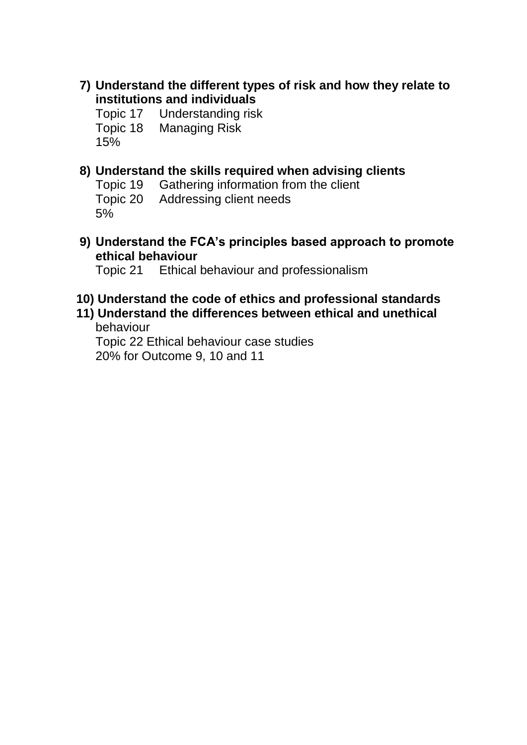**7) Understand the different types of risk and how they relate to institutions and individuals**

Topic 17 Understanding risk
Topic 18 Managing Risk
15%

**8) Understand the skills required when advising clients**

Topic 19 Gathering information from the client
Topic 20 Addressing client needs
5%

**9) Understand the FCA's principles based approach to promote ethical behaviour**

Topic 21 Ethical behaviour and professionalism

**10) Understand the code of ethics and professional standards**

**11) Understand the differences between ethical and unethical** behaviour

Topic 22 Ethical behaviour case studies
20% for Outcome 9, 10 and 11